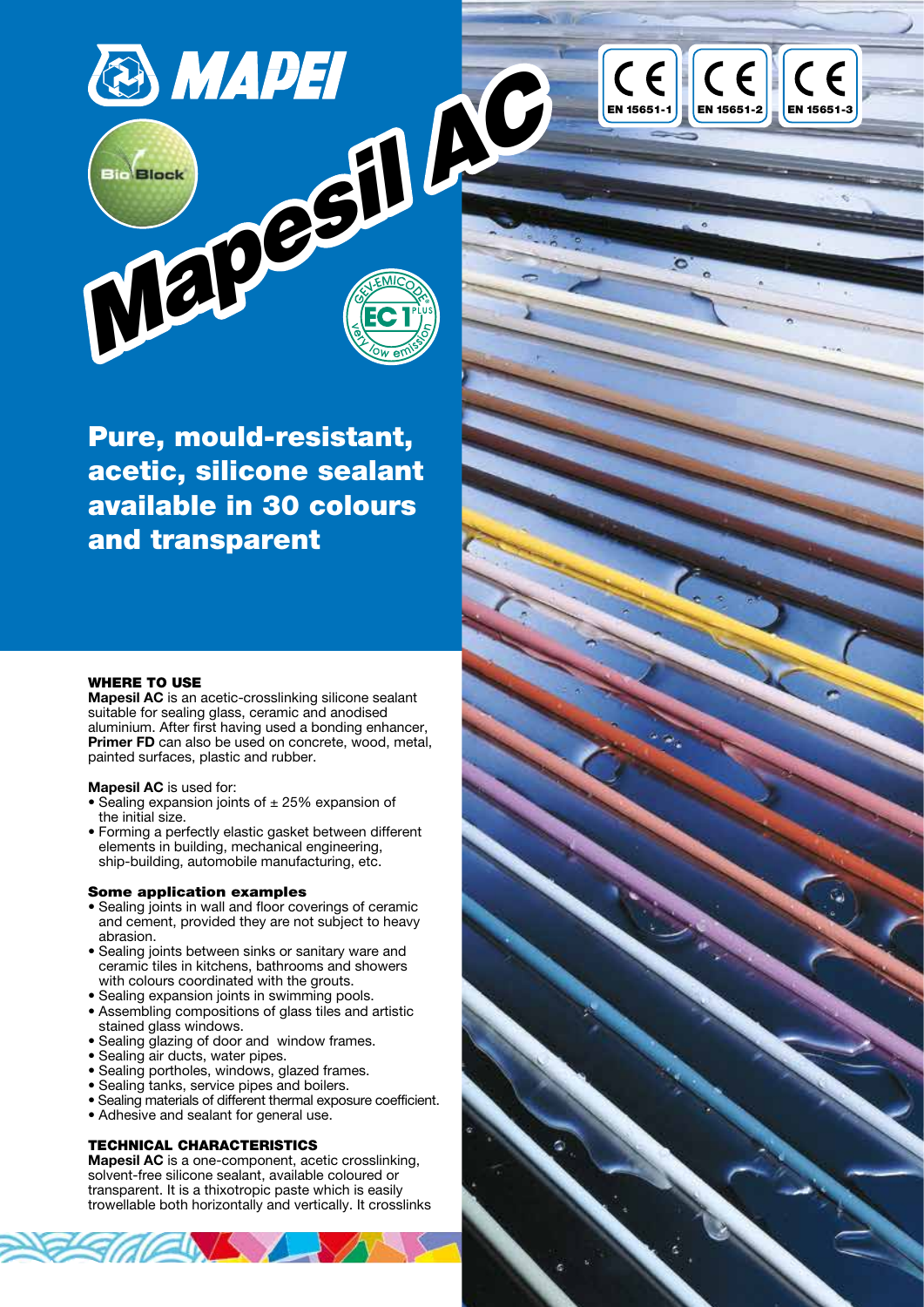# Mapesil AC

EN 15651-1 EN 15651-2 EN 15651-3

## Pure, mould-resistant, acetic, silicone sealant available in 30 colours and transparent

### WHERE TO USE

**Mapesil AC** is an acetic-crosslinking silicone sealant suitable for sealing glass, ceramic and anodised aluminium. After first having used a bonding enhancer, **Primer FD** can also be used on concrete, wood, metal, painted surfaces, plastic and rubber.

**Mapesil AC** is used for:

- Sealing expansion joints of ± 25% expansion of the initial size.
- Forming a perfectly elastic gasket between different elements in building, mechanical engineering, ship-building, automobile manufacturing, etc.

#### Some application examples

- Sealing joints in wall and floor coverings of ceramic and cement, provided they are not subject to heavy abrasion.
- Sealing joints between sinks or sanitary ware and ceramic tiles in kitchens, bathrooms and showers with colours coordinated with the grouts.
- Sealing expansion joints in swimming pools.
- Assembling compositions of glass tiles and artistic stained glass windows.
- Sealing glazing of door and window frames.
- Sealing air ducts, water pipes.
- Sealing portholes, windows, glazed frames.
- Sealing tanks, service pipes and boilers.
- Sealing materials of different thermal exposure coefficient.
- Adhesive and sealant for general use.

### TECHNICAL CHARACTERISTICS

**Mapesil AC** is a one-component, acetic crosslinking, solvent-free silicone sealant, available coloured or transparent. It is a thixotropic paste which is easily trowellable both horizontally and vertically. It crosslinks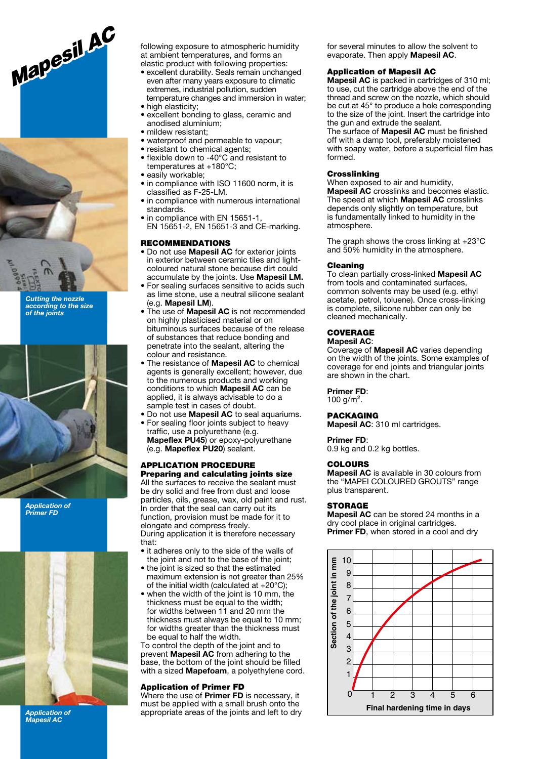Mapesil AC

*Cutting the nozzle according to the size of the joints*

*Application of Primer FD*

*Application of Mapesil AC*

following exposure to atmospheric humidity at ambient temperatures, and forms an elastic product with following properties:

- excellent durability. Seals remain unchanged even after many years exposure to climatic extremes, industrial pollution, sudden temperature changes and immersion in water;
- high elasticity;
- excellent bonding to glass, ceramic and anodised aluminium;
- mildew resistant;
- waterproof and permeable to vapour;
- resistant to chemical agents;
- flexible down to -40°C and resistant to temperatures at +180°C;
- easily workable;
- in compliance with ISO 11600 norm, it is classified as F-25-LM.
- in compliance with numerous international standards.
- in compliance with EN 15651-1, EN 15651-2, EN 15651-3 and CE-marking.

## RECOMMENDATIONS

- Do not use **Mapesil AC** for exterior joints in exterior between ceramic tiles and light-coloured natural stone because dirt could accumulate by the joints. Use **Mapesil LM.**
- For sealing surfaces sensitive to acids such as lime stone, use a neutral silicone sealant (e.g. **Mapesil LM**).
- The use of **Mapesil AC** is not recommended on highly plasticised material or on bituminous surfaces because of the release of substances that reduce bonding and penetrate into the sealant, altering the colour and resistance.
- The resistance of **Mapesil AC** to chemical agents is generally excellent; however, due to the numerous products and working conditions to which **Mapesil AC** can be applied, it is always advisable to do a sample test in cases of doubt.
- Do not use **Mapesil AC** to seal aquariums.
- For sealing floor joints subject to heavy traffic, use a polyurethane (e.g. **Mapeflex PU45**) or epoxy-polyurethane (e.g. **Mapeflex PU20**) sealant.

## APPLICATION PROCEDURE

### Preparing and calculating joints size

All the surfaces to receive the sealant must be dry solid and free from dust and loose particles, oils, grease, wax, old paint and rust. In order that the seal can carry out its function, provision must be made for it to elongate and compress freely.
During application it is therefore necessary that:

- it adheres only to the side of the walls of the joint and not to the base of the joint;
- the joint is sized so that the estimated maximum extension is not greater than 25% of the initial width (calculated at +20°C);
- when the width of the joint is 10 mm, the thickness must be equal to the width; for widths between 11 and 20 mm the thickness must always be equal to 10 mm; for widths greater than the thickness must be equal to half the width.

To control the depth of the joint and to prevent **Mapesil AC** from adhering to the base, the bottom of the joint should be filled with a sized **Mapefoam**, a polyethylene cord.

### Application of Primer FD

Where the use of **Primer FD** is necessary, it must be applied with a small brush onto the appropriate areas of the joints and left to dry for several minutes to allow the solvent to evaporate. Then apply **Mapesil AC**.

### Application of Mapesil AC

**Mapesil AC** is packed in cartridges of 310 ml; to use, cut the cartridge above the end of the thread and screw on the nozzle, which should be cut at 45° to produce a hole corresponding to the size of the joint. Insert the cartridge into the gun and extrude the sealant.
The surface of **Mapesil AC** must be finished off with a damp tool, preferably moistened with soapy water, before a superficial film has formed.

### Crosslinking

When exposed to air and humidity, **Mapesil AC** crosslinks and becomes elastic. The speed at which **Mapesil AC** crosslinks depends only slightly on temperature, but is fundamentally linked to humidity in the atmosphere.

The graph shows the cross linking at +23°C and 50% humidity in the atmosphere.

### Cleaning

To clean partially cross-linked **Mapesil AC** from tools and contaminated surfaces, common solvents may be used (e.g. ethyl acetate, petrol, toluene). Once cross-linking is complete, silicone rubber can only be cleaned mechanically.

## COVERAGE

**Mapesil AC**:
Coverage of **Mapesil AC** varies depending on the width of the joints. Some examples of coverage for end joints and triangular joints are shown in the chart.

**Primer FD**:
100 g/m².

## PACKAGING

**Mapesil AC**: 310 ml cartridges.

**Primer FD**:
0.9 kg and 0.2 kg bottles.

## COLOURS

**Mapesil AC** is available in 30 colours from the "MAPEI COLOURED GROUTS" range plus transparent.

## STORAGE

**Mapesil AC** can be stored 24 months in a dry cool place in original cartridges.
**Primer FD**, when stored in a cool and dry

Section of the joint in mm (0–10) vs. Final hardening time in days (0–6)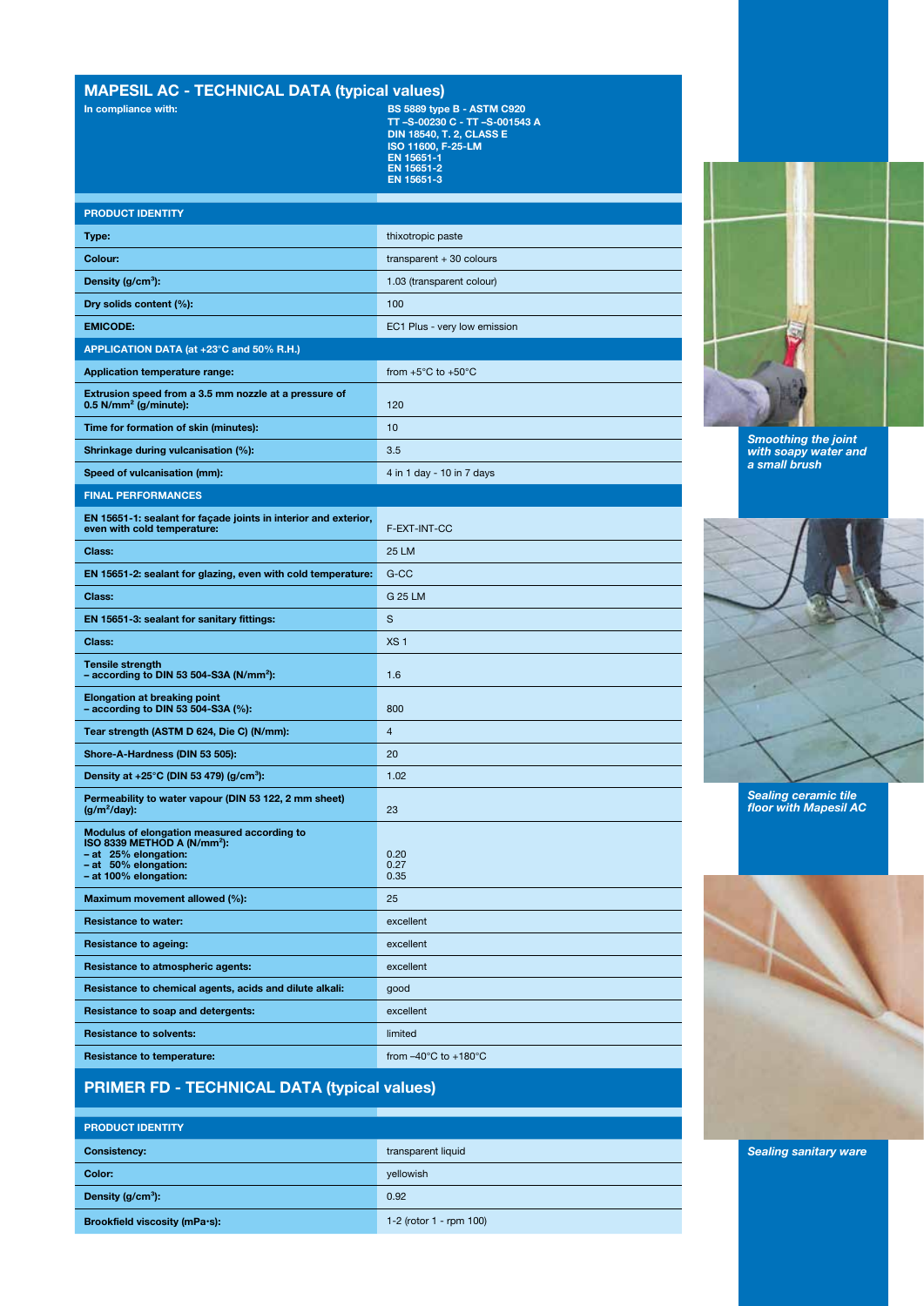## MAPESIL AC - TECHNICAL DATA (typical values)

| In compliance with: | BS 5889 type B - ASTM C920<br>TT –S-00230 C - TT –S-001543 A<br>DIN 18540, T. 2, CLASS E<br>ISO 11600, F-25-LM<br>EN 15651-1<br>EN 15651-2<br>EN 15651-3 |
|---|---|
| **PRODUCT IDENTITY** | |
| **Type:** | thixotropic paste |
| **Colour:** | transparent + 30 colours |
| **Density (g/cm³):** | 1.03 (transparent colour) |
| **Dry solids content (%):** | 100 |
| **EMICODE:** | EC1 Plus - very low emission |
| **APPLICATION DATA (at +23°C and 50% R.H.)** | |
| **Application temperature range:** | from +5°C to +50°C |
| **Extrusion speed from a 3.5 mm nozzle at a pressure of 0.5 N/mm² (g/minute):** | 120 |
| **Time for formation of skin (minutes):** | 10 |
| **Shrinkage during vulcanisation (%):** | 3.5 |
| **Speed of vulcanisation (mm):** | 4 in 1 day - 10 in 7 days |
| **FINAL PERFORMANCES** | |
| **EN 15651-1: sealant for façade joints in interior and exterior, even with cold temperature:** | F-EXT-INT-CC |
| **Class:** | 25 LM |
| **EN 15651-2: sealant for glazing, even with cold temperature:** | G-CC |
| **Class:** | G 25 LM |
| **EN 15651-3: sealant for sanitary fittings:** | S |
| **Class:** | XS 1 |
| **Tensile strength – according to DIN 53 504-S3A (N/mm²):** | 1.6 |
| **Elongation at breaking point – according to DIN 53 504-S3A (%):** | 800 |
| **Tear strength (ASTM D 624, Die C) (N/mm):** | 4 |
| **Shore-A-Hardness (DIN 53 505):** | 20 |
| **Density at +25°C (DIN 53 479) (g/cm³):** | 1.02 |
| **Permeability to water vapour (DIN 53 122, 2 mm sheet) (g/m²/day):** | 23 |
| **Modulus of elongation measured according to ISO 8339 METHOD A (N/mm²):**<br>**– at 25% elongation:**<br>**– at 50% elongation:**<br>**– at 100% elongation:** | <br><br>0.20<br>0.27<br>0.35 |
| **Maximum movement allowed (%):** | 25 |
| **Resistance to water:** | excellent |
| **Resistance to ageing:** | excellent |
| **Resistance to atmospheric agents:** | excellent |
| **Resistance to chemical agents, acids and dilute alkali:** | good |
| **Resistance to soap and detergents:** | excellent |
| **Resistance to solvents:** | limited |
| **Resistance to temperature:** | from –40°C to +180°C |

## PRIMER FD - TECHNICAL DATA (typical values)

| **PRODUCT IDENTITY** | |
|---|---|
| **Consistency:** | transparent liquid |
| **Color:** | yellowish |
| **Density (g/cm³):** | 0.92 |
| **Brookfield viscosity (mPa·s):** | 1-2 (rotor 1 - rpm 100) |

*Smoothing the joint with soapy water and a small brush*

*Sealing ceramic tile floor with Mapesil AC*

*Sealing sanitary ware*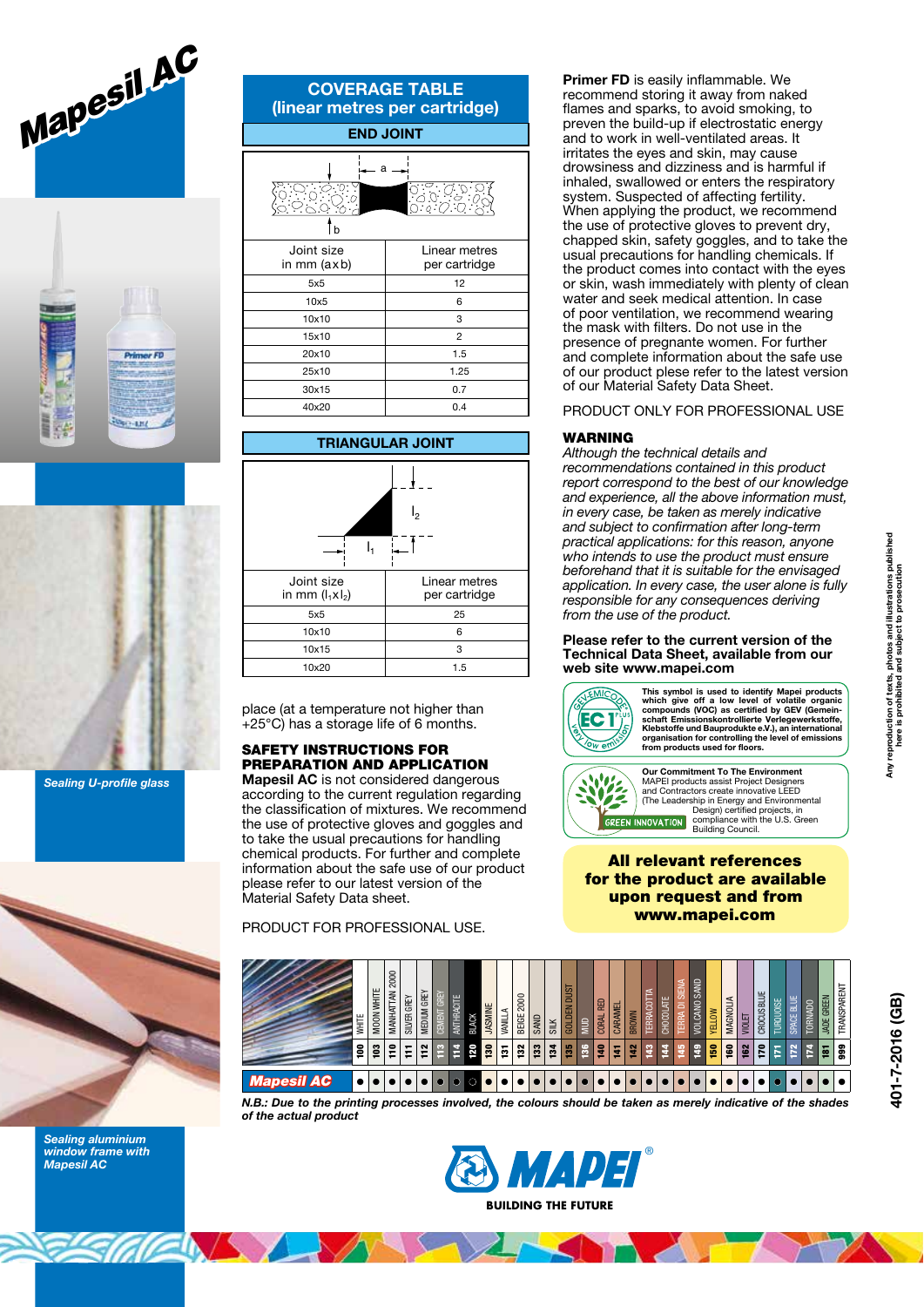# Mapesil AC

Sealing U-profile glass

Sealing aluminium window frame with Mapesil AC

## COVERAGE TABLE (linear metres per cartridge)

### END JOINT

a

b

| Joint size in mm (axb) | Linear metres per cartridge |
|---|---|
| 5x5 | 12 |
| 10x5 | 6 |
| 10x10 | 3 |
| 15x10 | 2 |
| 20x10 | 1.5 |
| 25x10 | 1.25 |
| 30x15 | 0.7 |
| 40x20 | 0.4 |

### TRIANGULAR JOINT

$l_2$

$l_1$

| Joint size in mm ($l_1$x$l_2$) | Linear metres per cartridge |
|---|---|
| 5x5 | 25 |
| 10x10 | 6 |
| 10x15 | 3 |
| 10x20 | 1.5 |

place (at a temperature not higher than +25°C) has a storage life of 6 months.

## SAFETY INSTRUCTIONS FOR PREPARATION AND APPLICATION

**Mapesil AC** is not considered dangerous according to the current regulation regarding the classification of mixtures. We recommend the use of protective gloves and goggles and to take the usual precautions for handling chemical products. For further and complete information about the safe use of our product please refer to our latest version of the Material Safety Data sheet.

PRODUCT FOR PROFESSIONAL USE.

**Primer FD** is easily inflammable. We recommend storing it away from naked flames and sparks, to avoid smoking, to preven the build-up if electrostatic energy and to work in well-ventilated areas. It irritates the eyes and skin, may cause drowsiness and dizziness and is harmful if inhaled, swallowed or enters the respiratory system. Suspected of affecting fertility. When applying the product, we recommend the use of protective gloves to prevent dry, chapped skin, safety goggles, and to take the usual precautions for handling chemicals. If the product comes into contact with the eyes or skin, wash immediately with plenty of clean water and seek medical attention. In case of poor ventilation, we recommend wearing the mask with filters. Do not use in the presence of pregnante women. For further and complete information about the safe use of our product plese refer to the latest version of our Material Safety Data Sheet.

PRODUCT ONLY FOR PROFESSIONAL USE

## WARNING

*Although the technical details and recommendations contained in this product report correspond to the best of our knowledge and experience, all the above information must, in every case, be taken as merely indicative and subject to confirmation after long-term practical applications: for this reason, anyone who intends to use the product must ensure beforehand that it is suitable for the envisaged application. In every case, the user alone is fully responsible for any consequences deriving from the use of the product.*

**Please refer to the current version of the Technical Data Sheet, available from our web site www.mapei.com**

**This symbol is used to identify Mapei products which give off a low level of volatile organic compounds (VOC) as certified by GEV (Gemeinschaft Emissionskontrollierte Verlegewerkstoffe, Klebstoffe und Bauprodukte e.V.), an international organisation for controlling the level of emissions from products used for floors.**

**Our Commitment To The Environment**
MAPEI products assist Project Designers and Contractors create innovative LEED (The Leadership in Energy and Environmental Design) certified projects, in compliance with the U.S. Green Building Council.

**All relevant references for the product are available upon request and from www.mapei.com**

| | 100 WHITE | 103 MOON WHITE | 110 MANHATTAN 2000 | 111 SILVER GREY | 112 MEDIUM GREY | 113 CEMENT GREY | 114 ANTHRACITE | 120 BLACK | 130 JASMINE | 131 VANILLA | 132 BEIGE 2000 | 133 SAND | 134 SILK | 135 GOLDEN DUST | 136 MUD | 140 CORAL RED | 141 CARAMEL | 142 BROWN | 143 TERRACOTTA | 144 CHOCOLATE | 145 TERRA DI SIENA | 149 VOLCANO SAND | 150 YELLOW | 160 MAGNOLIA | 162 VIOLET | 170 CROCUS BLUE | 171 TURQUOISE | 172 SPACE BLUE | 174 TORNADO | 181 JADE GREEN | 999 TRANSPARENT |
|---|---|---|---|---|---|---|---|---|---|---|---|---|---|---|---|---|---|---|---|---|---|---|---|---|---|---|---|---|---|---|---|
| Mapesil AC | ● | ● | ● | ● | ● | ● | ● | ● | ● | ● | ● | ● | ● | ● | ● | ● | ● | ● | ● | ● | ● | ● | ● | ● | ● | ● | ● | ● | ● | ● | ● |

*N.B.: Due to the printing processes involved, the colours should be taken as merely indicative of the shades of the actual product*

MAPEI® BUILDING THE FUTURE

Any reproduction of texts, photos and illustrations published here is prohibited and subject to prosecution

401-7-2016 (GB)